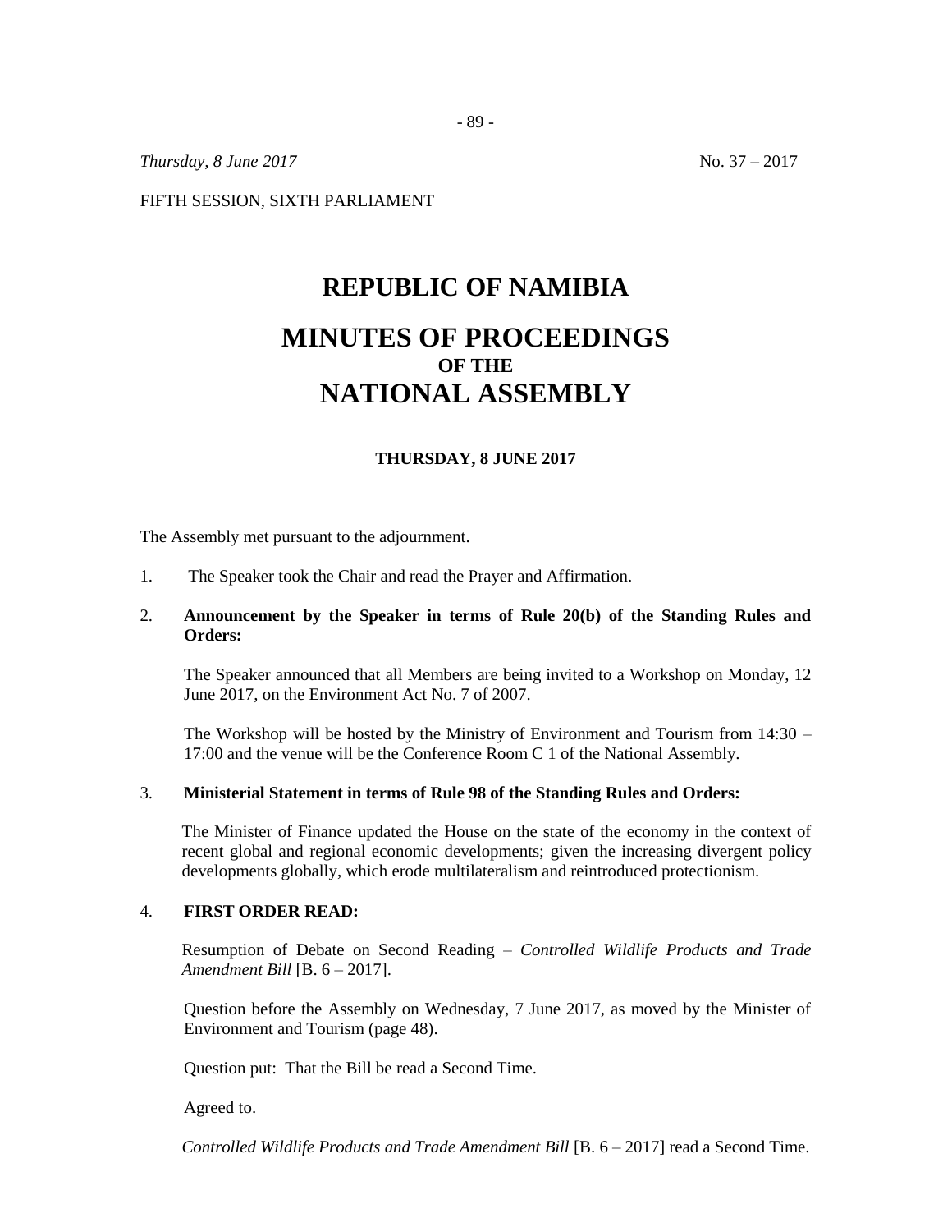*Thursday, 8 June 2017* No. 37 – 2017

FIFTH SESSION, SIXTH PARLIAMENT

# REPUBLIC OF NAMIBIA

# MINUTES OF PROCEEDINGS
## OF THE
# NATIONAL ASSEMBLY

**THURSDAY, 8 JUNE 2017**

The Assembly met pursuant to the adjournment.

1. The Speaker took the Chair and read the Prayer and Affirmation.

2. **Announcement by the Speaker in terms of Rule 20(b) of the Standing Rules and Orders:**

   The Speaker announced that all Members are being invited to a Workshop on Monday, 12 June 2017, on the Environment Act No. 7 of 2007.

   The Workshop will be hosted by the Ministry of Environment and Tourism from 14:30 – 17:00 and the venue will be the Conference Room C 1 of the National Assembly.

3. **Ministerial Statement in terms of Rule 98 of the Standing Rules and Orders:**

   The Minister of Finance updated the House on the state of the economy in the context of recent global and regional economic developments; given the increasing divergent policy developments globally, which erode multilateralism and reintroduced protectionism.

4. **FIRST ORDER READ:**

   Resumption of Debate on Second Reading – *Controlled Wildlife Products and Trade Amendment Bill* [B. 6 – 2017].

   Question before the Assembly on Wednesday, 7 June 2017, as moved by the Minister of Environment and Tourism (page 48).

   Question put: That the Bill be read a Second Time.

   Agreed to.

   *Controlled Wildlife Products and Trade Amendment Bill* [B. 6 – 2017] read a Second Time.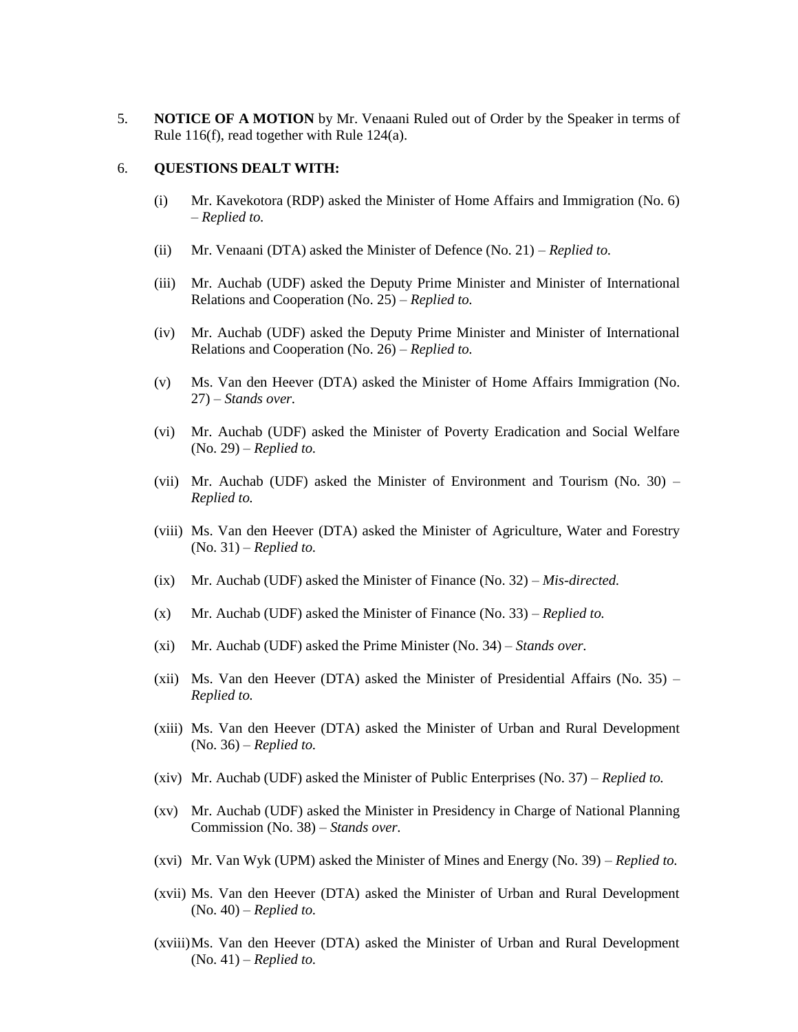5. **NOTICE OF A MOTION** by Mr. Venaani Ruled out of Order by the Speaker in terms of Rule 116(f), read together with Rule 124(a).

6. **QUESTIONS DEALT WITH:**

   (i) Mr. Kavekotora (RDP) asked the Minister of Home Affairs and Immigration (No. 6) – *Replied to.*

   (ii) Mr. Venaani (DTA) asked the Minister of Defence (No. 21) – *Replied to.*

   (iii) Mr. Auchab (UDF) asked the Deputy Prime Minister and Minister of International Relations and Cooperation (No. 25) – *Replied to.*

   (iv) Mr. Auchab (UDF) asked the Deputy Prime Minister and Minister of International Relations and Cooperation (No. 26) – *Replied to.*

   (v) Ms. Van den Heever (DTA) asked the Minister of Home Affairs Immigration (No. 27) – *Stands over.*

   (vi) Mr. Auchab (UDF) asked the Minister of Poverty Eradication and Social Welfare (No. 29) – *Replied to.*

   (vii) Mr. Auchab (UDF) asked the Minister of Environment and Tourism (No. 30) – *Replied to.*

   (viii) Ms. Van den Heever (DTA) asked the Minister of Agriculture, Water and Forestry (No. 31) – *Replied to.*

   (ix) Mr. Auchab (UDF) asked the Minister of Finance (No. 32) – *Mis-directed.*

   (x) Mr. Auchab (UDF) asked the Minister of Finance (No. 33) – *Replied to.*

   (xi) Mr. Auchab (UDF) asked the Prime Minister (No. 34) – *Stands over.*

   (xii) Ms. Van den Heever (DTA) asked the Minister of Presidential Affairs (No. 35) – *Replied to.*

   (xiii) Ms. Van den Heever (DTA) asked the Minister of Urban and Rural Development (No. 36) – *Replied to.*

   (xiv) Mr. Auchab (UDF) asked the Minister of Public Enterprises (No. 37) – *Replied to.*

   (xv) Mr. Auchab (UDF) asked the Minister in Presidency in Charge of National Planning Commission (No. 38) – *Stands over.*

   (xvi) Mr. Van Wyk (UPM) asked the Minister of Mines and Energy (No. 39) – *Replied to.*

   (xvii) Ms. Van den Heever (DTA) asked the Minister of Urban and Rural Development (No. 40) – *Replied to.*

   (xviii) Ms. Van den Heever (DTA) asked the Minister of Urban and Rural Development (No. 41) – *Replied to.*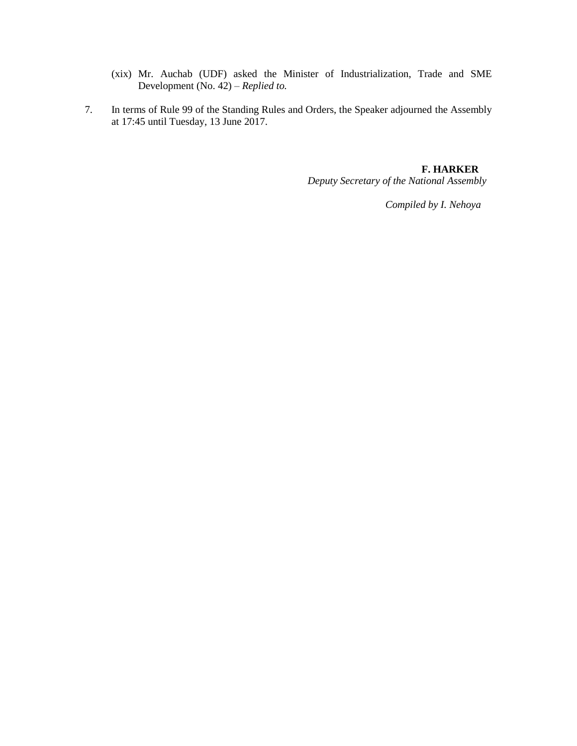(xix) Mr. Auchab (UDF) asked the Minister of Industrialization, Trade and SME Development (No. 42) – *Replied to.*

7. In terms of Rule 99 of the Standing Rules and Orders, the Speaker adjourned the Assembly at 17:45 until Tuesday, 13 June 2017.

**F. HARKER**
*Deputy Secretary of the National Assembly*

*Compiled by I. Nehoya*